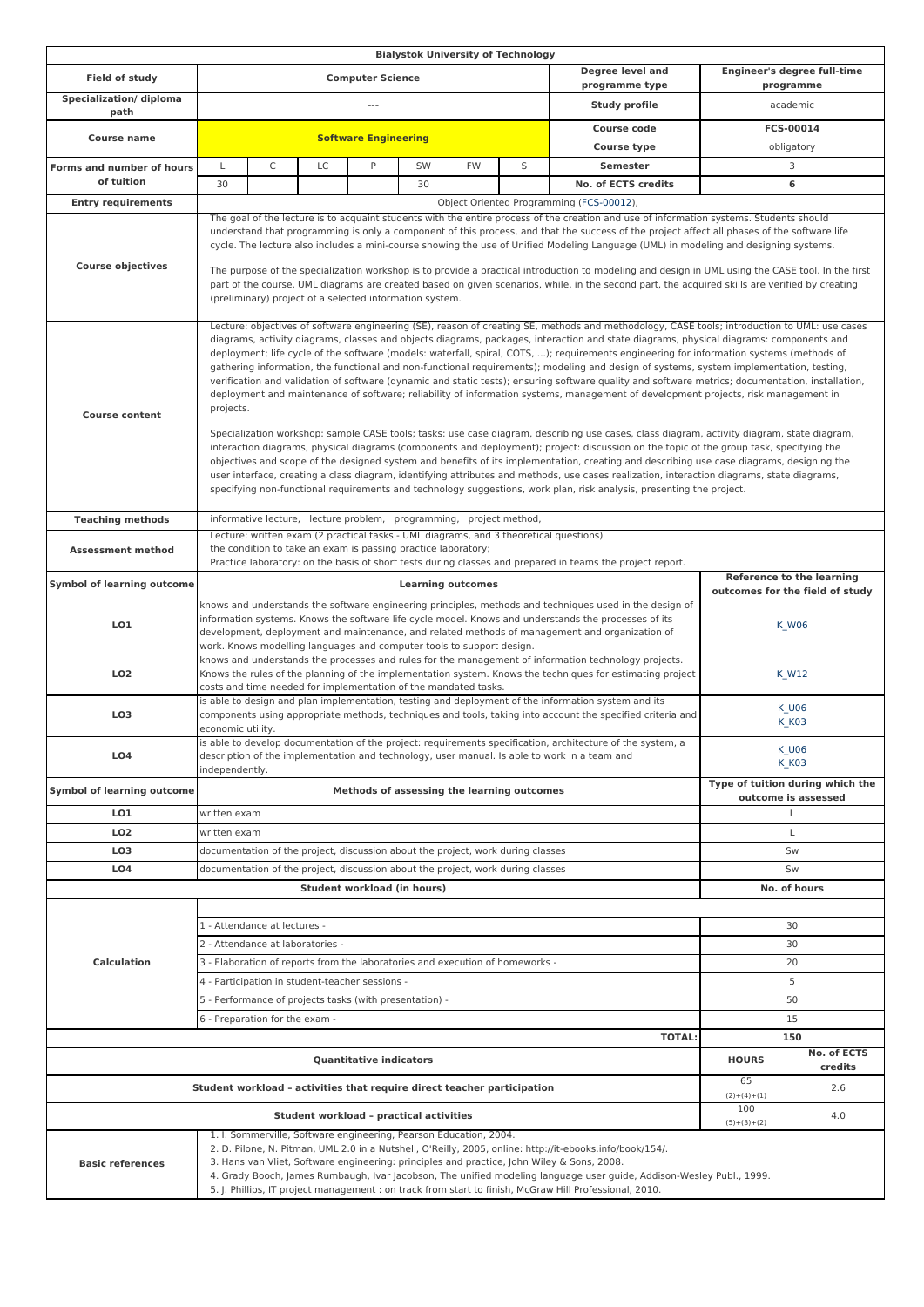# Bialystok University of Technology

| | | | | | | | | | |
|---|---|---|---|---|---|---|---|---|---|
| **Field of study** | **Computer Science** | | | | | | | **Degree level and programme type** | **Engineer's degree full-time programme** |
| **Specialization/ diploma path** | --- | | | | | | | **Study profile** | academic |
| **Course name** | **Software Engineering** | | | | | | | **Course code** | **FCS-00014** |
| | | | | | | | | **Course type** | obligatory |
| **Forms and number of hours of tuition** | L | C | LC | P | SW | FW | S | **Semester** | 3 |
| | 30 | | | | 30 | | | **No. of ECTS credits** | **6** |

| | |
|---|---|
| **Entry requirements** | Object Oriented Programming (FCS-00012), |
| **Course objectives** | The goal of the lecture is to acquaint students with the entire process of the creation and use of information systems. Students should understand that programming is only a component of this process, and that the success of the project affect all phases of the software life cycle. The lecture also includes a mini-course showing the use of Unified Modeling Language (UML) in modeling and designing systems.<br><br>The purpose of the specialization workshop is to provide a practical introduction to modeling and design in UML using the CASE tool. In the first part of the course, UML diagrams are created based on given scenarios, while, in the second part, the acquired skills are verified by creating (preliminary) project of a selected information system. |
| **Course content** | Lecture: objectives of software engineering (SE), reason of creating SE, methods and methodology, CASE tools; introduction to UML: use cases diagrams, activity diagrams, classes and objects diagrams, packages, interaction and state diagrams, physical diagrams: components and deployment; life cycle of the software (models: waterfall, spiral, COTS, ...); requirements engineering for information systems (methods of gathering information, the functional and non-functional requirements); modeling and design of systems, system implementation, testing, verification and validation of software (dynamic and static tests); ensuring software quality and software metrics; documentation, installation, deployment and maintenance of software; reliability of information systems, management of development projects, risk management in projects.<br><br>Specialization workshop: sample CASE tools; tasks: use case diagram, describing use cases, class diagram, activity diagram, state diagram, interaction diagrams, physical diagrams (components and deployment); project: discussion on the topic of the group task, specifying the objectives and scope of the designed system and benefits of its implementation, creating and describing use case diagrams, designing the user interface, creating a class diagram, identifying attributes and methods, use cases realization, interaction diagrams, state diagrams, specifying non-functional requirements and technology suggestions, work plan, risk analysis, presenting the project. |
| **Teaching methods** | informative lecture, lecture problem, programming, project method, |
| **Assessment method** | Lecture: written exam (2 practical tasks - UML diagrams, and 3 theoretical questions)<br>the condition to take an exam is passing practice laboratory;<br>Practice laboratory: on the basis of short tests during classes and prepared in teams the project report. |

| **Symbol of learning outcome** | **Learning outcomes** | **Reference to the learning outcomes for the field of study** |
|---|---|---|
| **LO1** | knows and understands the software engineering principles, methods and techniques used in the design of information systems. Knows the software life cycle model. Knows and understands the processes of its development, deployment and maintenance, and related methods of management and organization of work. Knows modelling languages and computer tools to support design. | K_W06 |
| **LO2** | knows and understands the processes and rules for the management of information technology projects. Knows the rules of the planning of the implementation system. Knows the techniques for estimating project costs and time needed for implementation of the mandated tasks. | K_W12 |
| **LO3** | is able to design and plan implementation, testing and deployment of the information system and its components using appropriate methods, techniques and tools, taking into account the specified criteria and economic utility. | K_U06<br>K_K03 |
| **LO4** | is able to develop documentation of the project: requirements specification, architecture of the system, a description of the implementation and technology, user manual. Is able to work in a team and independently. | K_U06<br>K_K03 |

| **Symbol of learning outcome** | **Methods of assessing the learning outcomes** | **Type of tuition during which the outcome is assessed** |
|---|---|---|
| **LO1** | written exam | L |
| **LO2** | written exam | L |
| **LO3** | documentation of the project, discussion about the project, work during classes | Sw |
| **LO4** | documentation of the project, discussion about the project, work during classes | Sw |

| | **Student workload (in hours)** | **No. of hours** |
|---|---|---|
| **Calculation** | 1 - Attendance at lectures - | 30 |
| | 2 - Attendance at laboratories - | 30 |
| | 3 - Elaboration of reports from the laboratories and execution of homeworks - | 20 |
| | 4 - Participation in student-teacher sessions - | 5 |
| | 5 - Performance of projects tasks (with presentation) - | 50 |
| | 6 - Preparation for the exam - | 15 |
| | **TOTAL:** | **150** |

| **Quantitative indicators** | **HOURS** | **No. of ECTS credits** |
|---|---|---|
| **Student workload – activities that require direct teacher participation** | 65<br>(2)+(4)+(1) | 2.6 |
| **Student workload – practical activities** | 100<br>(5)+(3)+(2) | 4.0 |

| | |
|---|---|
| **Basic references** | 1. I. Sommerville, Software engineering, Pearson Education, 2004.<br>2. D. Pilone, N. Pitman, UML 2.0 in a Nutshell, O'Reilly, 2005, online: http://it-ebooks.info/book/154/.<br>3. Hans van Vliet, Software engineering: principles and practice, John Wiley & Sons, 2008.<br>4. Grady Booch, James Rumbaugh, Ivar Jacobson, The unified modeling language user guide, Addison-Wesley Publ., 1999.<br>5. J. Phillips, IT project management : on track from start to finish, McGraw Hill Professional, 2010. |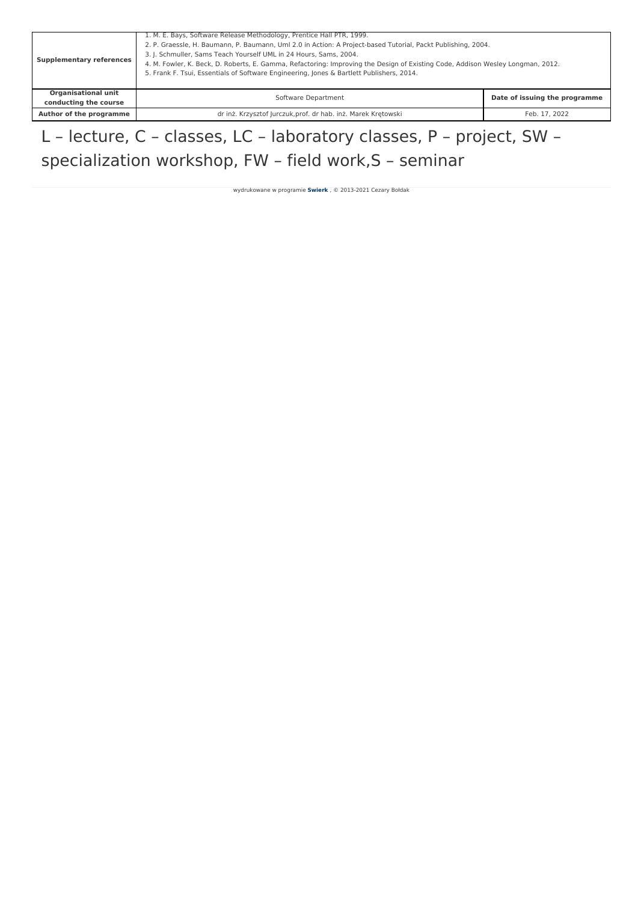| | | |
|---|---|---|
| **Supplementary references** | 1. M. E. Bays, Software Release Methodology, Prentice Hall PTR, 1999.<br>2. P. Graessle, H. Baumann, P. Baumann, Uml 2.0 in Action: A Project-based Tutorial, Packt Publishing, 2004.<br>3. J. Schmuller, Sams Teach Yourself UML in 24 Hours, Sams, 2004.<br>4. M. Fowler, K. Beck, D. Roberts, E. Gamma, Refactoring: Improving the Design of Existing Code, Addison Wesley Longman, 2012.<br>5. Frank F. Tsui, Essentials of Software Engineering, Jones & Bartlett Publishers, 2014. | |
| **Organisational unit conducting the course** | Software Department | **Date of issuing the programme** |
| **Author of the programme** | dr inż. Krzysztof Jurczuk,prof. dr hab. inż. Marek Krętowski | Feb. 17, 2022 |

L – lecture, C – classes, LC – laboratory classes, P – project, SW – specialization workshop, FW – field work,S – seminar

wydrukowane w programie **Swierk** , © 2013-2021 Cezary Bołdak